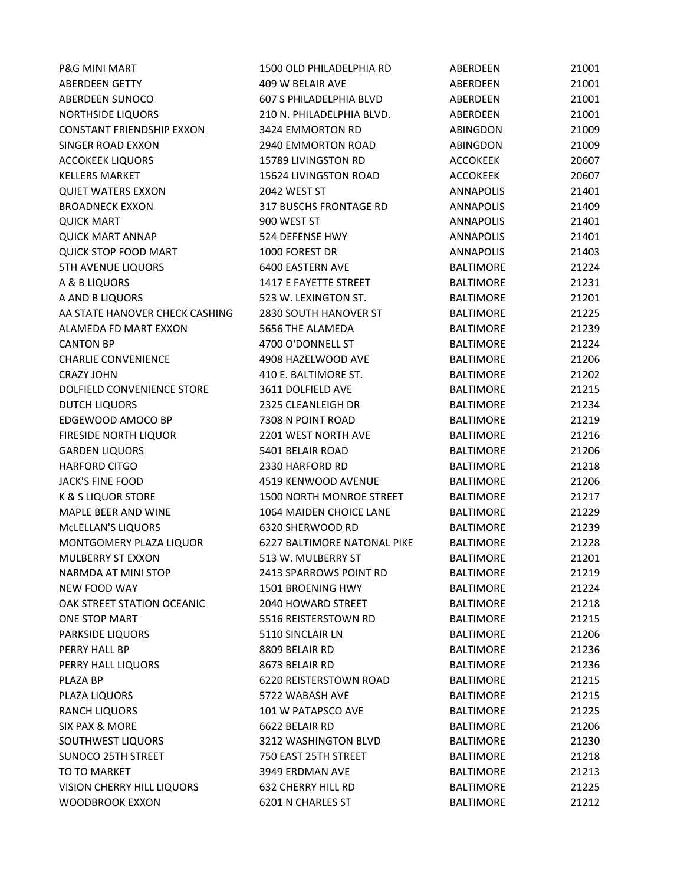| | | | |
|---|---|---|---|
| P&G MINI MART | 1500 OLD PHILADELPHIA RD | ABERDEEN | 21001 |
| ABERDEEN GETTY | 409 W BELAIR AVE | ABERDEEN | 21001 |
| ABERDEEN SUNOCO | 607 S PHILADELPHIA BLVD | ABERDEEN | 21001 |
| NORTHSIDE LIQUORS | 210 N. PHILADELPHIA BLVD. | ABERDEEN | 21001 |
| CONSTANT FRIENDSHIP EXXON | 3424 EMMORTON RD | ABINGDON | 21009 |
| SINGER ROAD EXXON | 2940 EMMORTON ROAD | ABINGDON | 21009 |
| ACCOKEEK LIQUORS | 15789 LIVINGSTON RD | ACCOKEEK | 20607 |
| KELLERS MARKET | 15624 LIVINGSTON ROAD | ACCOKEEK | 20607 |
| QUIET WATERS EXXON | 2042 WEST ST | ANNAPOLIS | 21401 |
| BROADNECK EXXON | 317 BUSCHS FRONTAGE RD | ANNAPOLIS | 21409 |
| QUICK MART | 900 WEST ST | ANNAPOLIS | 21401 |
| QUICK MART ANNAP | 524 DEFENSE HWY | ANNAPOLIS | 21401 |
| QUICK STOP FOOD MART | 1000 FOREST DR | ANNAPOLIS | 21403 |
| 5TH AVENUE LIQUORS | 6400 EASTERN AVE | BALTIMORE | 21224 |
| A & B LIQUORS | 1417 E FAYETTE STREET | BALTIMORE | 21231 |
| A AND B LIQUORS | 523 W. LEXINGTON ST. | BALTIMORE | 21201 |
| AA STATE HANOVER CHECK CASHING | 2830 SOUTH HANOVER ST | BALTIMORE | 21225 |
| ALAMEDA FD MART EXXON | 5656 THE ALAMEDA | BALTIMORE | 21239 |
| CANTON BP | 4700 O'DONNELL ST | BALTIMORE | 21224 |
| CHARLIE CONVENIENCE | 4908 HAZELWOOD AVE | BALTIMORE | 21206 |
| CRAZY JOHN | 410 E. BALTIMORE ST. | BALTIMORE | 21202 |
| DOLFIELD CONVENIENCE STORE | 3611 DOLFIELD AVE | BALTIMORE | 21215 |
| DUTCH LIQUORS | 2325 CLEANLEIGH DR | BALTIMORE | 21234 |
| EDGEWOOD AMOCO BP | 7308 N POINT ROAD | BALTIMORE | 21219 |
| FIRESIDE NORTH LIQUOR | 2201 WEST NORTH AVE | BALTIMORE | 21216 |
| GARDEN LIQUORS | 5401 BELAIR ROAD | BALTIMORE | 21206 |
| HARFORD CITGO | 2330 HARFORD RD | BALTIMORE | 21218 |
| JACK'S FINE FOOD | 4519 KENWOOD AVENUE | BALTIMORE | 21206 |
| K & S LIQUOR STORE | 1500 NORTH MONROE STREET | BALTIMORE | 21217 |
| MAPLE BEER AND WINE | 1064 MAIDEN CHOICE LANE | BALTIMORE | 21229 |
| McLELLAN'S LIQUORS | 6320 SHERWOOD RD | BALTIMORE | 21239 |
| MONTGOMERY PLAZA LIQUOR | 6227 BALTIMORE NATONAL PIKE | BALTIMORE | 21228 |
| MULBERRY ST EXXON | 513 W. MULBERRY ST | BALTIMORE | 21201 |
| NARMDA AT MINI STOP | 2413 SPARROWS POINT RD | BALTIMORE | 21219 |
| NEW FOOD WAY | 1501 BROENING HWY | BALTIMORE | 21224 |
| OAK STREET STATION OCEANIC | 2040 HOWARD STREET | BALTIMORE | 21218 |
| ONE STOP MART | 5516 REISTERSTOWN RD | BALTIMORE | 21215 |
| PARKSIDE LIQUORS | 5110 SINCLAIR LN | BALTIMORE | 21206 |
| PERRY HALL BP | 8809 BELAIR RD | BALTIMORE | 21236 |
| PERRY HALL LIQUORS | 8673 BELAIR RD | BALTIMORE | 21236 |
| PLAZA BP | 6220 REISTERSTOWN ROAD | BALTIMORE | 21215 |
| PLAZA LIQUORS | 5722 WABASH AVE | BALTIMORE | 21215 |
| RANCH LIQUORS | 101 W PATAPSCO AVE | BALTIMORE | 21225 |
| SIX PAX & MORE | 6622 BELAIR RD | BALTIMORE | 21206 |
| SOUTHWEST LIQUORS | 3212 WASHINGTON BLVD | BALTIMORE | 21230 |
| SUNOCO 25TH STREET | 750 EAST 25TH STREET | BALTIMORE | 21218 |
| TO TO MARKET | 3949 ERDMAN AVE | BALTIMORE | 21213 |
| VISION CHERRY HILL LIQUORS | 632 CHERRY HILL RD | BALTIMORE | 21225 |
| WOODBROOK EXXON | 6201 N CHARLES ST | BALTIMORE | 21212 |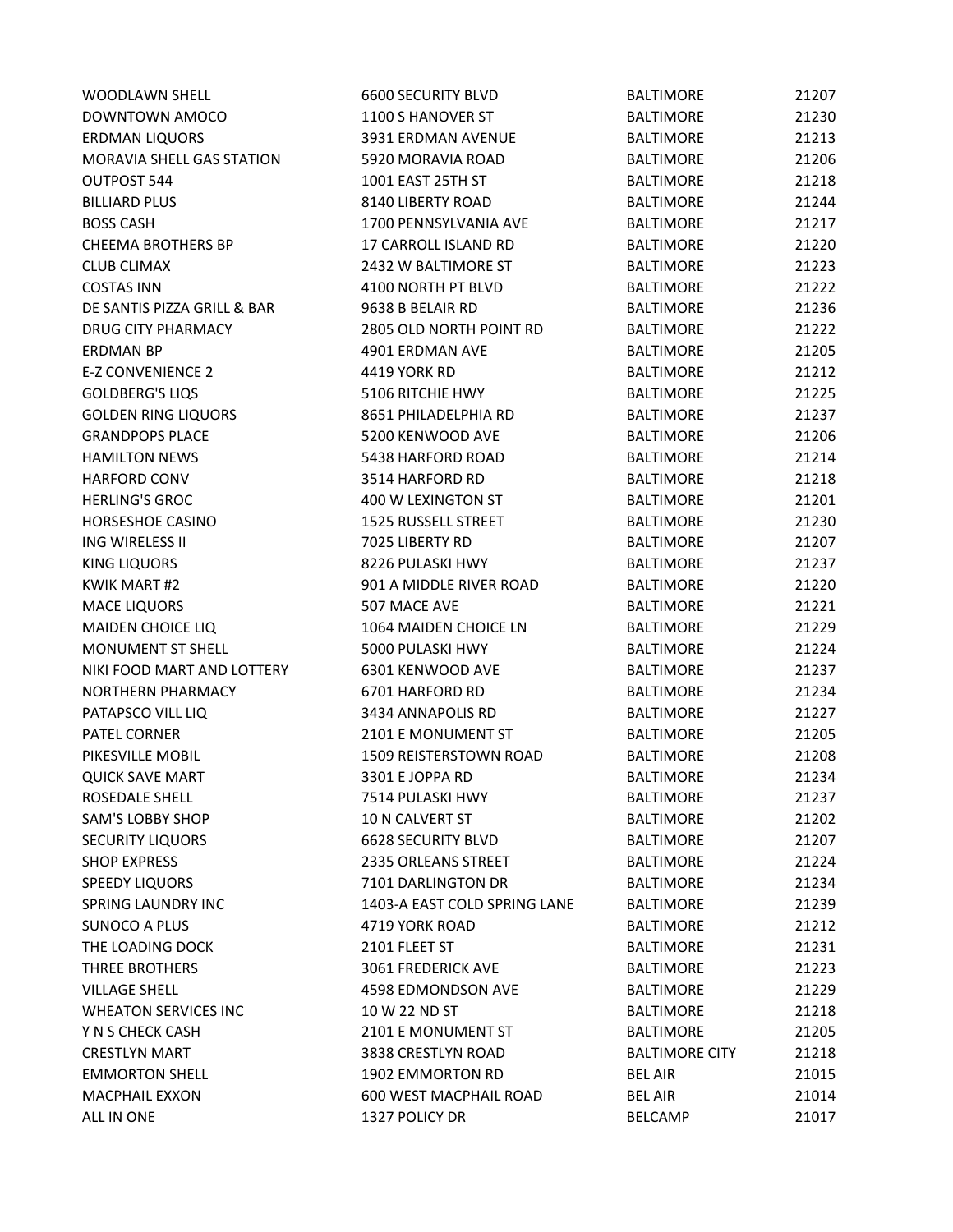| | | | |
|---|---|---|---|
| WOODLAWN SHELL | 6600 SECURITY BLVD | BALTIMORE | 21207 |
| DOWNTOWN AMOCO | 1100 S HANOVER ST | BALTIMORE | 21230 |
| ERDMAN LIQUORS | 3931 ERDMAN AVENUE | BALTIMORE | 21213 |
| MORAVIA SHELL GAS STATION | 5920 MORAVIA ROAD | BALTIMORE | 21206 |
| OUTPOST 544 | 1001 EAST 25TH ST | BALTIMORE | 21218 |
| BILLIARD PLUS | 8140 LIBERTY ROAD | BALTIMORE | 21244 |
| BOSS CASH | 1700 PENNSYLVANIA AVE | BALTIMORE | 21217 |
| CHEEMA BROTHERS BP | 17 CARROLL ISLAND RD | BALTIMORE | 21220 |
| CLUB CLIMAX | 2432 W BALTIMORE ST | BALTIMORE | 21223 |
| COSTAS INN | 4100 NORTH PT BLVD | BALTIMORE | 21222 |
| DE SANTIS PIZZA GRILL & BAR | 9638 B BELAIR RD | BALTIMORE | 21236 |
| DRUG CITY PHARMACY | 2805 OLD NORTH POINT RD | BALTIMORE | 21222 |
| ERDMAN BP | 4901 ERDMAN AVE | BALTIMORE | 21205 |
| E-Z CONVENIENCE 2 | 4419 YORK RD | BALTIMORE | 21212 |
| GOLDBERG'S LIQS | 5106 RITCHIE HWY | BALTIMORE | 21225 |
| GOLDEN RING LIQUORS | 8651 PHILADELPHIA RD | BALTIMORE | 21237 |
| GRANDPOPS PLACE | 5200 KENWOOD AVE | BALTIMORE | 21206 |
| HAMILTON NEWS | 5438 HARFORD ROAD | BALTIMORE | 21214 |
| HARFORD CONV | 3514 HARFORD RD | BALTIMORE | 21218 |
| HERLING'S GROC | 400 W LEXINGTON ST | BALTIMORE | 21201 |
| HORSESHOE CASINO | 1525 RUSSELL STREET | BALTIMORE | 21230 |
| ING WIRELESS II | 7025 LIBERTY RD | BALTIMORE | 21207 |
| KING LIQUORS | 8226 PULASKI HWY | BALTIMORE | 21237 |
| KWIK MART #2 | 901 A MIDDLE RIVER ROAD | BALTIMORE | 21220 |
| MACE LIQUORS | 507 MACE AVE | BALTIMORE | 21221 |
| MAIDEN CHOICE LIQ | 1064 MAIDEN CHOICE LN | BALTIMORE | 21229 |
| MONUMENT ST SHELL | 5000 PULASKI HWY | BALTIMORE | 21224 |
| NIKI FOOD MART AND LOTTERY | 6301 KENWOOD AVE | BALTIMORE | 21237 |
| NORTHERN PHARMACY | 6701 HARFORD RD | BALTIMORE | 21234 |
| PATAPSCO VILL LIQ | 3434 ANNAPOLIS RD | BALTIMORE | 21227 |
| PATEL CORNER | 2101 E MONUMENT ST | BALTIMORE | 21205 |
| PIKESVILLE MOBIL | 1509 REISTERSTOWN ROAD | BALTIMORE | 21208 |
| QUICK SAVE MART | 3301 E JOPPA RD | BALTIMORE | 21234 |
| ROSEDALE SHELL | 7514 PULASKI HWY | BALTIMORE | 21237 |
| SAM'S LOBBY SHOP | 10 N CALVERT ST | BALTIMORE | 21202 |
| SECURITY LIQUORS | 6628 SECURITY BLVD | BALTIMORE | 21207 |
| SHOP EXPRESS | 2335 ORLEANS STREET | BALTIMORE | 21224 |
| SPEEDY LIQUORS | 7101 DARLINGTON DR | BALTIMORE | 21234 |
| SPRING LAUNDRY INC | 1403-A EAST COLD SPRING LANE | BALTIMORE | 21239 |
| SUNOCO A PLUS | 4719 YORK ROAD | BALTIMORE | 21212 |
| THE LOADING DOCK | 2101 FLEET ST | BALTIMORE | 21231 |
| THREE BROTHERS | 3061 FREDERICK AVE | BALTIMORE | 21223 |
| VILLAGE SHELL | 4598 EDMONDSON AVE | BALTIMORE | 21229 |
| WHEATON SERVICES INC | 10 W 22 ND ST | BALTIMORE | 21218 |
| Y N S CHECK CASH | 2101 E MONUMENT ST | BALTIMORE | 21205 |
| CRESTLYN MART | 3838 CRESTLYN ROAD | BALTIMORE CITY | 21218 |
| EMMORTON SHELL | 1902 EMMORTON RD | BEL AIR | 21015 |
| MACPHAIL EXXON | 600 WEST MACPHAIL ROAD | BEL AIR | 21014 |
| ALL IN ONE | 1327 POLICY DR | BELCAMP | 21017 |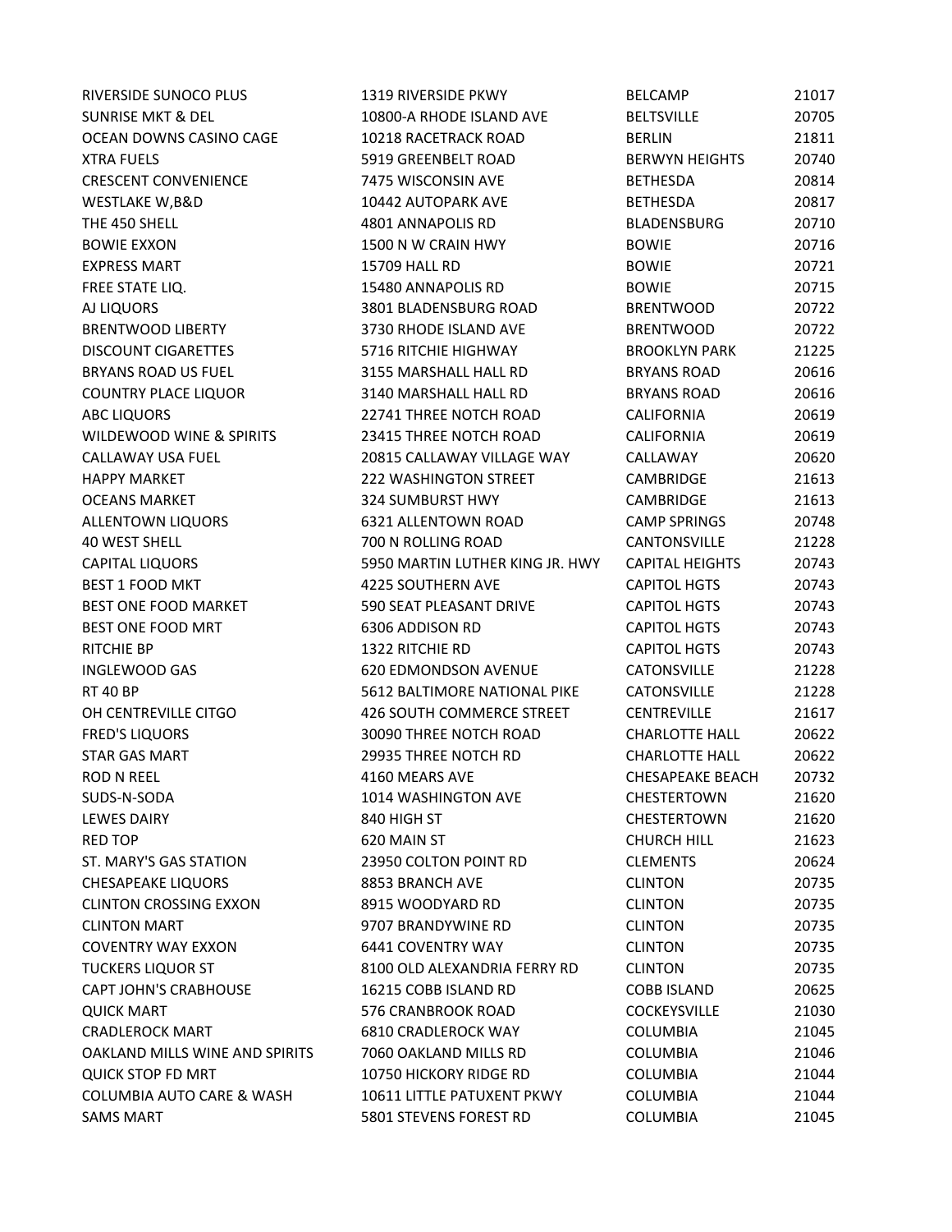| | | | |
|---|---|---|---|
| RIVERSIDE SUNOCO PLUS | 1319 RIVERSIDE PKWY | BELCAMP | 21017 |
| SUNRISE MKT & DEL | 10800-A RHODE ISLAND AVE | BELTSVILLE | 20705 |
| OCEAN DOWNS CASINO CAGE | 10218 RACETRACK ROAD | BERLIN | 21811 |
| XTRA FUELS | 5919 GREENBELT ROAD | BERWYN HEIGHTS | 20740 |
| CRESCENT CONVENIENCE | 7475 WISCONSIN AVE | BETHESDA | 20814 |
| WESTLAKE W,B&D | 10442 AUTOPARK AVE | BETHESDA | 20817 |
| THE 450 SHELL | 4801 ANNAPOLIS RD | BLADENSBURG | 20710 |
| BOWIE EXXON | 1500 N W CRAIN HWY | BOWIE | 20716 |
| EXPRESS MART | 15709 HALL RD | BOWIE | 20721 |
| FREE STATE LIQ. | 15480 ANNAPOLIS RD | BOWIE | 20715 |
| AJ LIQUORS | 3801 BLADENSBURG ROAD | BRENTWOOD | 20722 |
| BRENTWOOD LIBERTY | 3730 RHODE ISLAND AVE | BRENTWOOD | 20722 |
| DISCOUNT CIGARETTES | 5716 RITCHIE HIGHWAY | BROOKLYN PARK | 21225 |
| BRYANS ROAD US FUEL | 3155 MARSHALL HALL RD | BRYANS ROAD | 20616 |
| COUNTRY PLACE LIQUOR | 3140 MARSHALL HALL RD | BRYANS ROAD | 20616 |
| ABC LIQUORS | 22741 THREE NOTCH ROAD | CALIFORNIA | 20619 |
| WILDEWOOD WINE & SPIRITS | 23415 THREE NOTCH ROAD | CALIFORNIA | 20619 |
| CALLAWAY USA FUEL | 20815 CALLAWAY VILLAGE WAY | CALLAWAY | 20620 |
| HAPPY MARKET | 222 WASHINGTON STREET | CAMBRIDGE | 21613 |
| OCEANS MARKET | 324 SUMBURST HWY | CAMBRIDGE | 21613 |
| ALLENTOWN LIQUORS | 6321 ALLENTOWN ROAD | CAMP SPRINGS | 20748 |
| 40 WEST SHELL | 700 N ROLLING ROAD | CANTONSVILLE | 21228 |
| CAPITAL LIQUORS | 5950 MARTIN LUTHER KING JR. HWY | CAPITAL HEIGHTS | 20743 |
| BEST 1 FOOD MKT | 4225 SOUTHERN AVE | CAPITOL HGTS | 20743 |
| BEST ONE FOOD MARKET | 590 SEAT PLEASANT DRIVE | CAPITOL HGTS | 20743 |
| BEST ONE FOOD MRT | 6306 ADDISON RD | CAPITOL HGTS | 20743 |
| RITCHIE BP | 1322 RITCHIE RD | CAPITOL HGTS | 20743 |
| INGLEWOOD GAS | 620 EDMONDSON AVENUE | CATONSVILLE | 21228 |
| RT 40 BP | 5612 BALTIMORE NATIONAL PIKE | CATONSVILLE | 21228 |
| OH CENTREVILLE CITGO | 426 SOUTH COMMERCE STREET | CENTREVILLE | 21617 |
| FRED'S LIQUORS | 30090 THREE NOTCH ROAD | CHARLOTTE HALL | 20622 |
| STAR GAS MART | 29935 THREE NOTCH RD | CHARLOTTE HALL | 20622 |
| ROD N REEL | 4160 MEARS AVE | CHESAPEAKE BEACH | 20732 |
| SUDS-N-SODA | 1014 WASHINGTON AVE | CHESTERTOWN | 21620 |
| LEWES DAIRY | 840 HIGH ST | CHESTERTOWN | 21620 |
| RED TOP | 620 MAIN ST | CHURCH HILL | 21623 |
| ST. MARY'S GAS STATION | 23950 COLTON POINT RD | CLEMENTS | 20624 |
| CHESAPEAKE LIQUORS | 8853 BRANCH AVE | CLINTON | 20735 |
| CLINTON CROSSING EXXON | 8915 WOODYARD RD | CLINTON | 20735 |
| CLINTON MART | 9707 BRANDYWINE RD | CLINTON | 20735 |
| COVENTRY WAY EXXON | 6441 COVENTRY WAY | CLINTON | 20735 |
| TUCKERS LIQUOR ST | 8100 OLD ALEXANDRIA FERRY RD | CLINTON | 20735 |
| CAPT JOHN'S CRABHOUSE | 16215 COBB ISLAND RD | COBB ISLAND | 20625 |
| QUICK MART | 576 CRANBROOK ROAD | COCKEYSVILLE | 21030 |
| CRADLEROCK MART | 6810 CRADLEROCK WAY | COLUMBIA | 21045 |
| OAKLAND MILLS WINE AND SPIRITS | 7060 OAKLAND MILLS RD | COLUMBIA | 21046 |
| QUICK STOP FD MRT | 10750 HICKORY RIDGE RD | COLUMBIA | 21044 |
| COLUMBIA AUTO CARE & WASH | 10611 LITTLE PATUXENT PKWY | COLUMBIA | 21044 |
| SAMS MART | 5801 STEVENS FOREST RD | COLUMBIA | 21045 |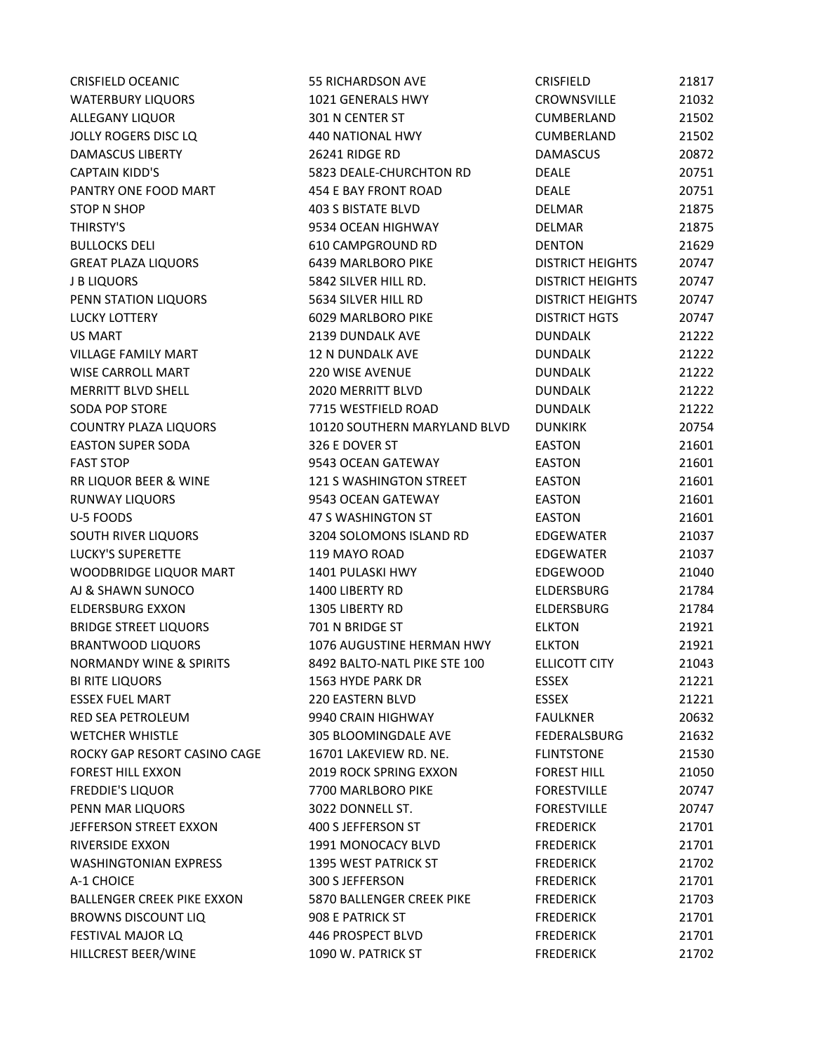| | | | |
|---|---|---|---|
| CRISFIELD OCEANIC | 55 RICHARDSON AVE | CRISFIELD | 21817 |
| WATERBURY LIQUORS | 1021 GENERALS HWY | CROWNSVILLE | 21032 |
| ALLEGANY LIQUOR | 301 N CENTER ST | CUMBERLAND | 21502 |
| JOLLY ROGERS DISC LQ | 440 NATIONAL HWY | CUMBERLAND | 21502 |
| DAMASCUS LIBERTY | 26241 RIDGE RD | DAMASCUS | 20872 |
| CAPTAIN KIDD'S | 5823 DEALE-CHURCHTON RD | DEALE | 20751 |
| PANTRY ONE FOOD MART | 454 E BAY FRONT ROAD | DEALE | 20751 |
| STOP N SHOP | 403 S BISTATE BLVD | DELMAR | 21875 |
| THIRSTY'S | 9534 OCEAN HIGHWAY | DELMAR | 21875 |
| BULLOCKS DELI | 610 CAMPGROUND RD | DENTON | 21629 |
| GREAT PLAZA LIQUORS | 6439 MARLBORO PIKE | DISTRICT HEIGHTS | 20747 |
| J B LIQUORS | 5842 SILVER HILL RD. | DISTRICT HEIGHTS | 20747 |
| PENN STATION LIQUORS | 5634 SILVER HILL RD | DISTRICT HEIGHTS | 20747 |
| LUCKY LOTTERY | 6029 MARLBORO PIKE | DISTRICT HGTS | 20747 |
| US MART | 2139 DUNDALK AVE | DUNDALK | 21222 |
| VILLAGE FAMILY MART | 12 N DUNDALK AVE | DUNDALK | 21222 |
| WISE CARROLL MART | 220 WISE AVENUE | DUNDALK | 21222 |
| MERRITT BLVD SHELL | 2020 MERRITT BLVD | DUNDALK | 21222 |
| SODA POP STORE | 7715 WESTFIELD ROAD | DUNDALK | 21222 |
| COUNTRY PLAZA LIQUORS | 10120 SOUTHERN MARYLAND BLVD | DUNKIRK | 20754 |
| EASTON SUPER SODA | 326 E DOVER ST | EASTON | 21601 |
| FAST STOP | 9543 OCEAN GATEWAY | EASTON | 21601 |
| RR LIQUOR BEER & WINE | 121 S WASHINGTON STREET | EASTON | 21601 |
| RUNWAY LIQUORS | 9543 OCEAN GATEWAY | EASTON | 21601 |
| U-5 FOODS | 47 S WASHINGTON ST | EASTON | 21601 |
| SOUTH RIVER LIQUORS | 3204 SOLOMONS ISLAND RD | EDGEWATER | 21037 |
| LUCKY'S SUPERETTE | 119 MAYO ROAD | EDGEWATER | 21037 |
| WOODBRIDGE LIQUOR MART | 1401 PULASKI HWY | EDGEWOOD | 21040 |
| AJ & SHAWN SUNOCO | 1400 LIBERTY RD | ELDERSBURG | 21784 |
| ELDERSBURG EXXON | 1305 LIBERTY RD | ELDERSBURG | 21784 |
| BRIDGE STREET LIQUORS | 701 N BRIDGE ST | ELKTON | 21921 |
| BRANTWOOD LIQUORS | 1076 AUGUSTINE HERMAN HWY | ELKTON | 21921 |
| NORMANDY WINE & SPIRITS | 8492 BALTO-NATL PIKE STE 100 | ELLICOTT CITY | 21043 |
| BI RITE LIQUORS | 1563 HYDE PARK DR | ESSEX | 21221 |
| ESSEX FUEL MART | 220 EASTERN BLVD | ESSEX | 21221 |
| RED SEA PETROLEUM | 9940 CRAIN HIGHWAY | FAULKNER | 20632 |
| WETCHER WHISTLE | 305 BLOOMINGDALE AVE | FEDERALSBURG | 21632 |
| ROCKY GAP RESORT CASINO CAGE | 16701 LAKEVIEW RD. NE. | FLINTSTONE | 21530 |
| FOREST HILL EXXON | 2019 ROCK SPRING EXXON | FOREST HILL | 21050 |
| FREDDIE'S LIQUOR | 7700 MARLBORO PIKE | FORESTVILLE | 20747 |
| PENN MAR LIQUORS | 3022 DONNELL ST. | FORESTVILLE | 20747 |
| JEFFERSON STREET EXXON | 400 S JEFFERSON ST | FREDERICK | 21701 |
| RIVERSIDE EXXON | 1991 MONOCACY BLVD | FREDERICK | 21701 |
| WASHINGTONIAN EXPRESS | 1395 WEST PATRICK ST | FREDERICK | 21702 |
| A-1 CHOICE | 300 S JEFFERSON | FREDERICK | 21701 |
| BALLENGER CREEK PIKE EXXON | 5870 BALLENGER CREEK PIKE | FREDERICK | 21703 |
| BROWNS DISCOUNT LIQ | 908 E PATRICK ST | FREDERICK | 21701 |
| FESTIVAL MAJOR LQ | 446 PROSPECT BLVD | FREDERICK | 21701 |
| HILLCREST BEER/WINE | 1090 W. PATRICK ST | FREDERICK | 21702 |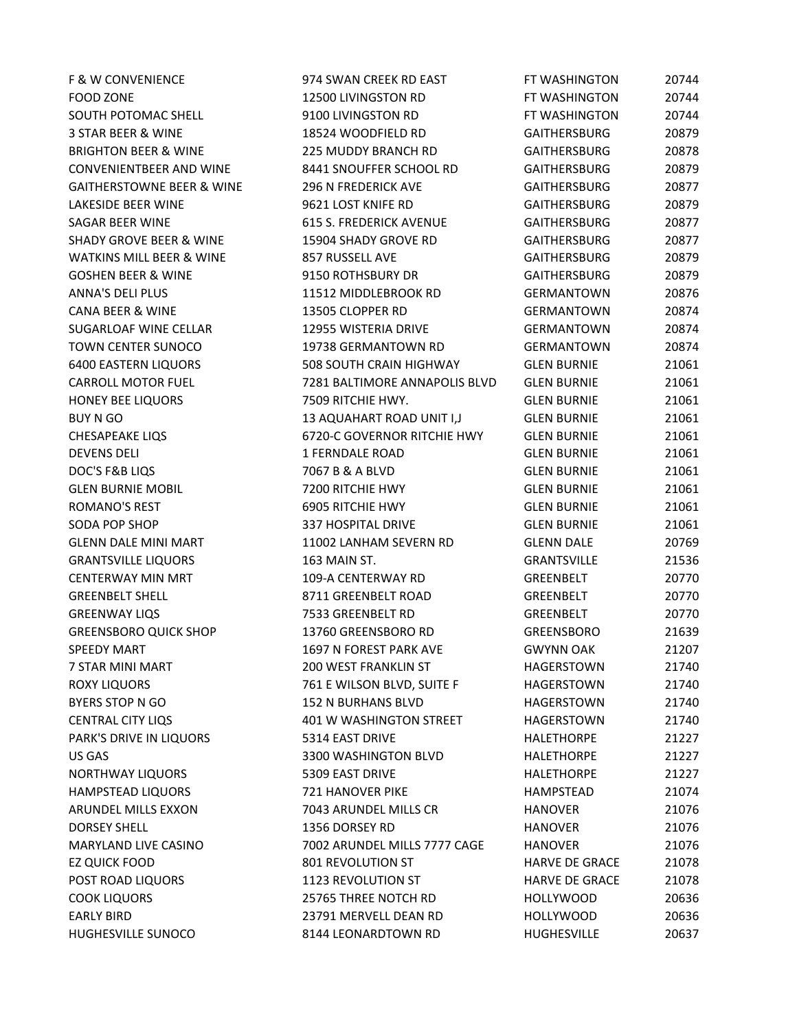| | | | |
|---|---|---|---|
| F & W CONVENIENCE | 974 SWAN CREEK RD EAST | FT WASHINGTON | 20744 |
| FOOD ZONE | 12500 LIVINGSTON RD | FT WASHINGTON | 20744 |
| SOUTH POTOMAC SHELL | 9100 LIVINGSTON RD | FT WASHINGTON | 20744 |
| 3 STAR BEER & WINE | 18524 WOODFIELD RD | GAITHERSBURG | 20879 |
| BRIGHTON BEER & WINE | 225 MUDDY BRANCH RD | GAITHERSBURG | 20878 |
| CONVENIENTBEER AND WINE | 8441 SNOUFFER SCHOOL RD | GAITHERSBURG | 20879 |
| GAITHERSTOWNE BEER & WINE | 296 N FREDERICK AVE | GAITHERSBURG | 20877 |
| LAKESIDE BEER WINE | 9621 LOST KNIFE RD | GAITHERSBURG | 20879 |
| SAGAR BEER WINE | 615 S. FREDERICK AVENUE | GAITHERSBURG | 20877 |
| SHADY GROVE BEER & WINE | 15904 SHADY GROVE RD | GAITHERSBURG | 20877 |
| WATKINS MILL BEER & WINE | 857 RUSSELL AVE | GAITHERSBURG | 20879 |
| GOSHEN BEER & WINE | 9150 ROTHSBURY DR | GAITHERSBURG | 20879 |
| ANNA'S DELI PLUS | 11512 MIDDLEBROOK RD | GERMANTOWN | 20876 |
| CANA BEER & WINE | 13505 CLOPPER RD | GERMANTOWN | 20874 |
| SUGARLOAF WINE CELLAR | 12955 WISTERIA DRIVE | GERMANTOWN | 20874 |
| TOWN CENTER SUNOCO | 19738 GERMANTOWN RD | GERMANTOWN | 20874 |
| 6400 EASTERN LIQUORS | 508 SOUTH CRAIN HIGHWAY | GLEN BURNIE | 21061 |
| CARROLL MOTOR FUEL | 7281 BALTIMORE ANNAPOLIS BLVD | GLEN BURNIE | 21061 |
| HONEY BEE LIQUORS | 7509 RITCHIE HWY. | GLEN BURNIE | 21061 |
| BUY N GO | 13 AQUAHART ROAD UNIT I,J | GLEN BURNIE | 21061 |
| CHESAPEAKE LIQS | 6720-C GOVERNOR RITCHIE HWY | GLEN BURNIE | 21061 |
| DEVENS DELI | 1 FERNDALE ROAD | GLEN BURNIE | 21061 |
| DOC'S F&B LIQS | 7067 B & A BLVD | GLEN BURNIE | 21061 |
| GLEN BURNIE MOBIL | 7200 RITCHIE HWY | GLEN BURNIE | 21061 |
| ROMANO'S REST | 6905 RITCHIE HWY | GLEN BURNIE | 21061 |
| SODA POP SHOP | 337 HOSPITAL DRIVE | GLEN BURNIE | 21061 |
| GLENN DALE MINI MART | 11002 LANHAM SEVERN RD | GLENN DALE | 20769 |
| GRANTSVILLE LIQUORS | 163 MAIN ST. | GRANTSVILLE | 21536 |
| CENTERWAY MIN MRT | 109-A CENTERWAY RD | GREENBELT | 20770 |
| GREENBELT SHELL | 8711 GREENBELT ROAD | GREENBELT | 20770 |
| GREENWAY LIQS | 7533 GREENBELT RD | GREENBELT | 20770 |
| GREENSBORO QUICK SHOP | 13760 GREENSBORO RD | GREENSBORO | 21639 |
| SPEEDY MART | 1697 N FOREST PARK AVE | GWYNN OAK | 21207 |
| 7 STAR MINI MART | 200 WEST FRANKLIN ST | HAGERSTOWN | 21740 |
| ROXY LIQUORS | 761 E WILSON BLVD, SUITE F | HAGERSTOWN | 21740 |
| BYERS STOP N GO | 152 N BURHANS BLVD | HAGERSTOWN | 21740 |
| CENTRAL CITY LIQS | 401 W WASHINGTON STREET | HAGERSTOWN | 21740 |
| PARK'S DRIVE IN LIQUORS | 5314 EAST DRIVE | HALETHORPE | 21227 |
| US GAS | 3300 WASHINGTON BLVD | HALETHORPE | 21227 |
| NORTHWAY LIQUORS | 5309 EAST DRIVE | HALETHORPE | 21227 |
| HAMPSTEAD LIQUORS | 721 HANOVER PIKE | HAMPSTEAD | 21074 |
| ARUNDEL MILLS EXXON | 7043 ARUNDEL MILLS CR | HANOVER | 21076 |
| DORSEY SHELL | 1356 DORSEY RD | HANOVER | 21076 |
| MARYLAND LIVE CASINO | 7002 ARUNDEL MILLS 7777 CAGE | HANOVER | 21076 |
| EZ QUICK FOOD | 801 REVOLUTION ST | HARVE DE GRACE | 21078 |
| POST ROAD LIQUORS | 1123 REVOLUTION ST | HARVE DE GRACE | 21078 |
| COOK LIQUORS | 25765 THREE NOTCH RD | HOLLYWOOD | 20636 |
| EARLY BIRD | 23791 MERVELL DEAN RD | HOLLYWOOD | 20636 |
| HUGHESVILLE SUNOCO | 8144 LEONARDTOWN RD | HUGHESVILLE | 20637 |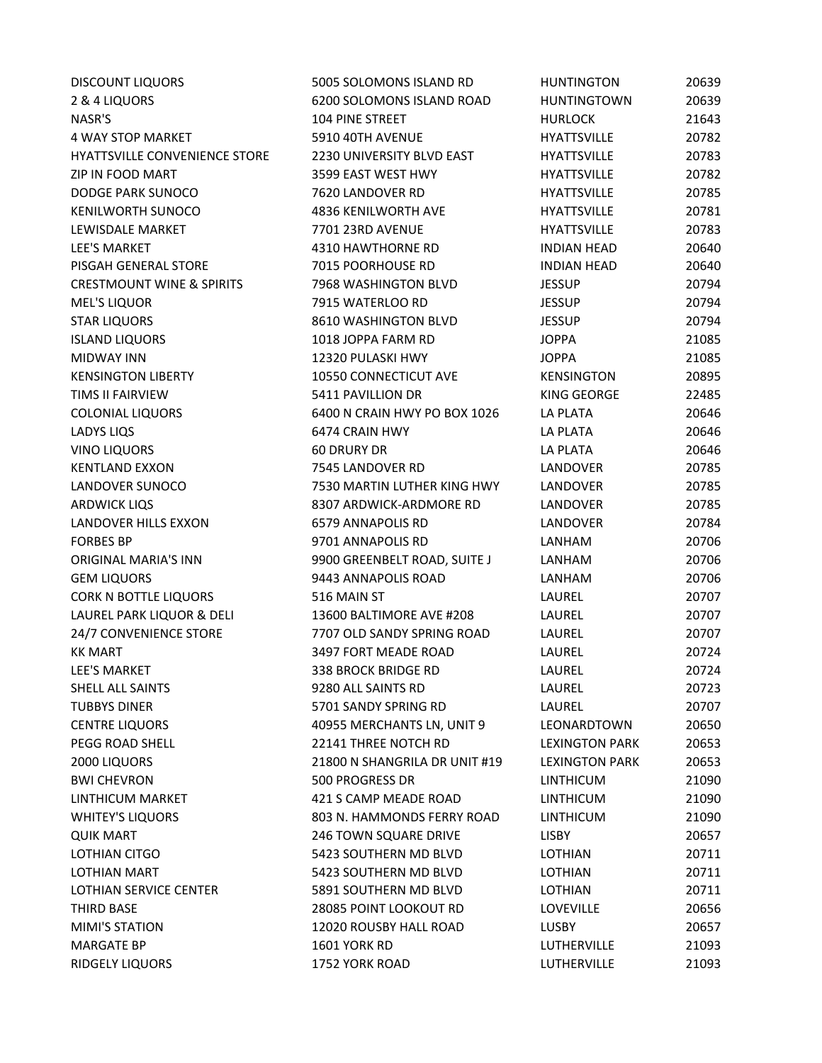| | | | |
|---|---|---|---|
| DISCOUNT LIQUORS | 5005 SOLOMONS ISLAND RD | HUNTINGTON | 20639 |
| 2 & 4 LIQUORS | 6200 SOLOMONS ISLAND ROAD | HUNTINGTOWN | 20639 |
| NASR'S | 104 PINE STREET | HURLOCK | 21643 |
| 4 WAY STOP MARKET | 5910 40TH AVENUE | HYATTSVILLE | 20782 |
| HYATTSVILLE CONVENIENCE STORE | 2230 UNIVERSITY BLVD EAST | HYATTSVILLE | 20783 |
| ZIP IN FOOD MART | 3599 EAST WEST HWY | HYATTSVILLE | 20782 |
| DODGE PARK SUNOCO | 7620 LANDOVER RD | HYATTSVILLE | 20785 |
| KENILWORTH SUNOCO | 4836 KENILWORTH AVE | HYATTSVILLE | 20781 |
| LEWISDALE MARKET | 7701 23RD AVENUE | HYATTSVILLE | 20783 |
| LEE'S MARKET | 4310 HAWTHORNE RD | INDIAN HEAD | 20640 |
| PISGAH GENERAL STORE | 7015 POORHOUSE RD | INDIAN HEAD | 20640 |
| CRESTMOUNT WINE & SPIRITS | 7968 WASHINGTON BLVD | JESSUP | 20794 |
| MEL'S LIQUOR | 7915 WATERLOO RD | JESSUP | 20794 |
| STAR LIQUORS | 8610 WASHINGTON BLVD | JESSUP | 20794 |
| ISLAND LIQUORS | 1018 JOPPA FARM RD | JOPPA | 21085 |
| MIDWAY INN | 12320 PULASKI HWY | JOPPA | 21085 |
| KENSINGTON LIBERTY | 10550 CONNECTICUT AVE | KENSINGTON | 20895 |
| TIMS II FAIRVIEW | 5411 PAVILLION DR | KING GEORGE | 22485 |
| COLONIAL LIQUORS | 6400 N CRAIN HWY PO BOX 1026 | LA PLATA | 20646 |
| LADYS LIQS | 6474 CRAIN HWY | LA PLATA | 20646 |
| VINO LIQUORS | 60 DRURY DR | LA PLATA | 20646 |
| KENTLAND EXXON | 7545 LANDOVER RD | LANDOVER | 20785 |
| LANDOVER SUNOCO | 7530 MARTIN LUTHER KING HWY | LANDOVER | 20785 |
| ARDWICK LIQS | 8307 ARDWICK-ARDMORE RD | LANDOVER | 20785 |
| LANDOVER HILLS EXXON | 6579 ANNAPOLIS RD | LANDOVER | 20784 |
| FORBES BP | 9701 ANNAPOLIS RD | LANHAM | 20706 |
| ORIGINAL MARIA'S INN | 9900 GREENBELT ROAD, SUITE J | LANHAM | 20706 |
| GEM LIQUORS | 9443 ANNAPOLIS ROAD | LANHAM | 20706 |
| CORK N BOTTLE LIQUORS | 516 MAIN ST | LAUREL | 20707 |
| LAUREL PARK LIQUOR & DELI | 13600 BALTIMORE AVE #208 | LAUREL | 20707 |
| 24/7 CONVENIENCE STORE | 7707 OLD SANDY SPRING ROAD | LAUREL | 20707 |
| KK MART | 3497 FORT MEADE ROAD | LAUREL | 20724 |
| LEE'S MARKET | 338 BROCK BRIDGE RD | LAUREL | 20724 |
| SHELL ALL SAINTS | 9280 ALL SAINTS RD | LAUREL | 20723 |
| TUBBYS DINER | 5701 SANDY SPRING RD | LAUREL | 20707 |
| CENTRE LIQUORS | 40955 MERCHANTS LN, UNIT 9 | LEONARDTOWN | 20650 |
| PEGG ROAD SHELL | 22141 THREE NOTCH RD | LEXINGTON PARK | 20653 |
| 2000 LIQUORS | 21800 N SHANGRILA DR UNIT #19 | LEXINGTON PARK | 20653 |
| BWI CHEVRON | 500 PROGRESS DR | LINTHICUM | 21090 |
| LINTHICUM MARKET | 421 S CAMP MEADE ROAD | LINTHICUM | 21090 |
| WHITEY'S LIQUORS | 803 N. HAMMONDS FERRY ROAD | LINTHICUM | 21090 |
| QUIK MART | 246 TOWN SQUARE DRIVE | LISBY | 20657 |
| LOTHIAN CITGO | 5423 SOUTHERN MD BLVD | LOTHIAN | 20711 |
| LOTHIAN MART | 5423 SOUTHERN MD BLVD | LOTHIAN | 20711 |
| LOTHIAN SERVICE CENTER | 5891 SOUTHERN MD BLVD | LOTHIAN | 20711 |
| THIRD BASE | 28085 POINT LOOKOUT RD | LOVEVILLE | 20656 |
| MIMI'S STATION | 12020 ROUSBY HALL ROAD | LUSBY | 20657 |
| MARGATE BP | 1601 YORK RD | LUTHERVILLE | 21093 |
| RIDGELY LIQUORS | 1752 YORK ROAD | LUTHERVILLE | 21093 |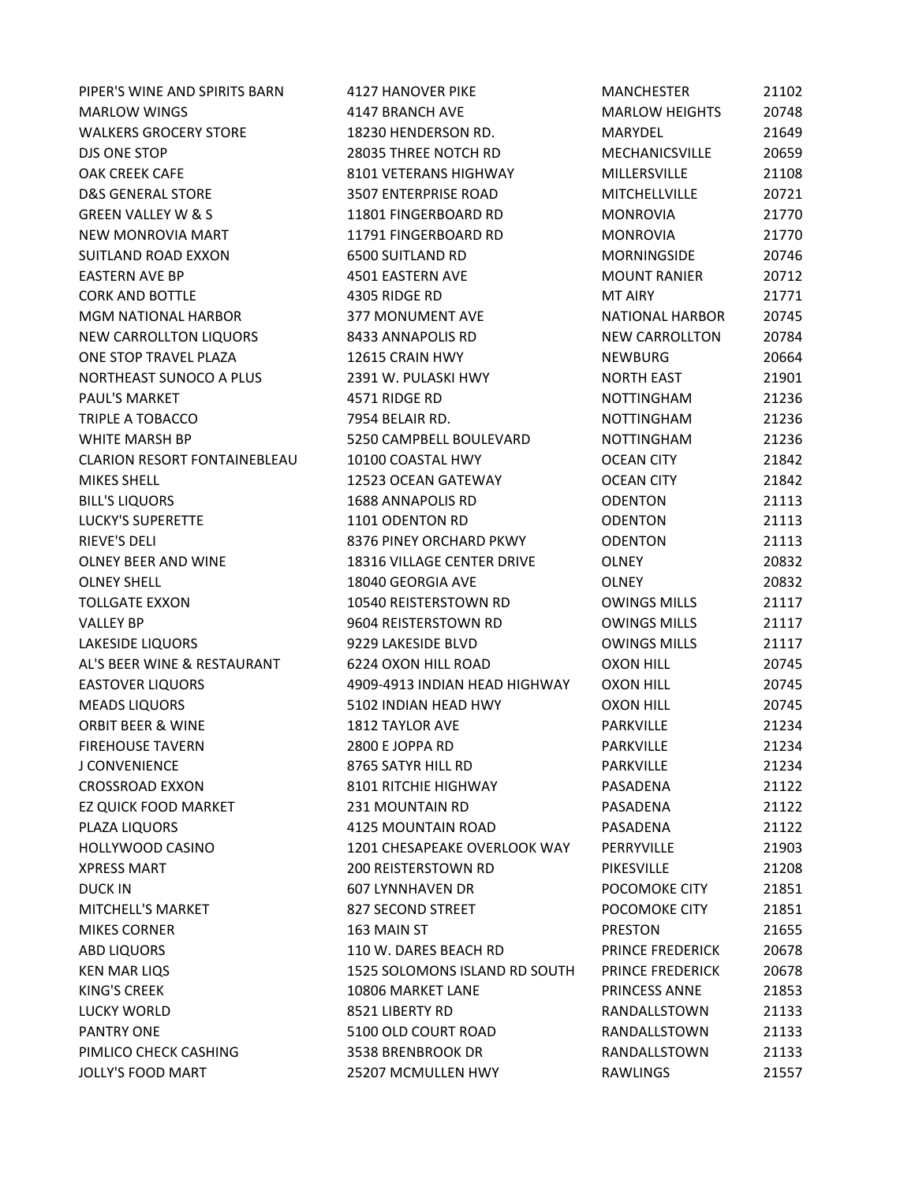| | | | |
|---|---|---|---|
| PIPER'S WINE AND SPIRITS BARN | 4127 HANOVER PIKE | MANCHESTER | 21102 |
| MARLOW WINGS | 4147 BRANCH AVE | MARLOW HEIGHTS | 20748 |
| WALKERS GROCERY STORE | 18230 HENDERSON RD. | MARYDEL | 21649 |
| DJS ONE STOP | 28035 THREE NOTCH RD | MECHANICSVILLE | 20659 |
| OAK CREEK CAFE | 8101 VETERANS HIGHWAY | MILLERSVILLE | 21108 |
| D&S GENERAL STORE | 3507 ENTERPRISE ROAD | MITCHELLVILLE | 20721 |
| GREEN VALLEY W & S | 11801 FINGERBOARD RD | MONROVIA | 21770 |
| NEW MONROVIA MART | 11791 FINGERBOARD RD | MONROVIA | 21770 |
| SUITLAND ROAD EXXON | 6500 SUITLAND RD | MORNINGSIDE | 20746 |
| EASTERN AVE BP | 4501 EASTERN AVE | MOUNT RANIER | 20712 |
| CORK AND BOTTLE | 4305 RIDGE RD | MT AIRY | 21771 |
| MGM NATIONAL HARBOR | 377 MONUMENT AVE | NATIONAL HARBOR | 20745 |
| NEW CARROLLTON LIQUORS | 8433 ANNAPOLIS RD | NEW CARROLLTON | 20784 |
| ONE STOP TRAVEL PLAZA | 12615 CRAIN HWY | NEWBURG | 20664 |
| NORTHEAST SUNOCO A PLUS | 2391 W. PULASKI HWY | NORTH EAST | 21901 |
| PAUL'S MARKET | 4571 RIDGE RD | NOTTINGHAM | 21236 |
| TRIPLE A TOBACCO | 7954 BELAIR RD. | NOTTINGHAM | 21236 |
| WHITE MARSH BP | 5250 CAMPBELL BOULEVARD | NOTTINGHAM | 21236 |
| CLARION RESORT FONTAINEBLEAU | 10100 COASTAL HWY | OCEAN CITY | 21842 |
| MIKES SHELL | 12523 OCEAN GATEWAY | OCEAN CITY | 21842 |
| BILL'S LIQUORS | 1688 ANNAPOLIS RD | ODENTON | 21113 |
| LUCKY'S SUPERETTE | 1101 ODENTON RD | ODENTON | 21113 |
| RIEVE'S DELI | 8376 PINEY ORCHARD PKWY | ODENTON | 21113 |
| OLNEY BEER AND WINE | 18316 VILLAGE CENTER DRIVE | OLNEY | 20832 |
| OLNEY SHELL | 18040 GEORGIA AVE | OLNEY | 20832 |
| TOLLGATE EXXON | 10540 REISTERSTOWN RD | OWINGS MILLS | 21117 |
| VALLEY BP | 9604 REISTERSTOWN RD | OWINGS MILLS | 21117 |
| LAKESIDE LIQUORS | 9229 LAKESIDE BLVD | OWINGS MILLS | 21117 |
| AL'S BEER WINE & RESTAURANT | 6224 OXON HILL ROAD | OXON HILL | 20745 |
| EASTOVER LIQUORS | 4909-4913 INDIAN HEAD HIGHWAY | OXON HILL | 20745 |
| MEADS LIQUORS | 5102 INDIAN HEAD HWY | OXON HILL | 20745 |
| ORBIT BEER & WINE | 1812 TAYLOR AVE | PARKVILLE | 21234 |
| FIREHOUSE TAVERN | 2800 E JOPPA RD | PARKVILLE | 21234 |
| J CONVENIENCE | 8765 SATYR HILL RD | PARKVILLE | 21234 |
| CROSSROAD EXXON | 8101 RITCHIE HIGHWAY | PASADENA | 21122 |
| EZ QUICK FOOD MARKET | 231 MOUNTAIN RD | PASADENA | 21122 |
| PLAZA LIQUORS | 4125 MOUNTAIN ROAD | PASADENA | 21122 |
| HOLLYWOOD CASINO | 1201 CHESAPEAKE OVERLOOK WAY | PERRYVILLE | 21903 |
| XPRESS MART | 200 REISTERSTOWN RD | PIKESVILLE | 21208 |
| DUCK IN | 607 LYNNHAVEN DR | POCOMOKE CITY | 21851 |
| MITCHELL'S MARKET | 827 SECOND STREET | POCOMOKE CITY | 21851 |
| MIKES CORNER | 163 MAIN ST | PRESTON | 21655 |
| ABD LIQUORS | 110 W. DARES BEACH RD | PRINCE FREDERICK | 20678 |
| KEN MAR LIQS | 1525 SOLOMONS ISLAND RD SOUTH | PRINCE FREDERICK | 20678 |
| KING'S CREEK | 10806 MARKET LANE | PRINCESS ANNE | 21853 |
| LUCKY WORLD | 8521 LIBERTY RD | RANDALLSTOWN | 21133 |
| PANTRY ONE | 5100 OLD COURT ROAD | RANDALLSTOWN | 21133 |
| PIMLICO CHECK CASHING | 3538 BRENBROOK DR | RANDALLSTOWN | 21133 |
| JOLLY'S FOOD MART | 25207 MCMULLEN HWY | RAWLINGS | 21557 |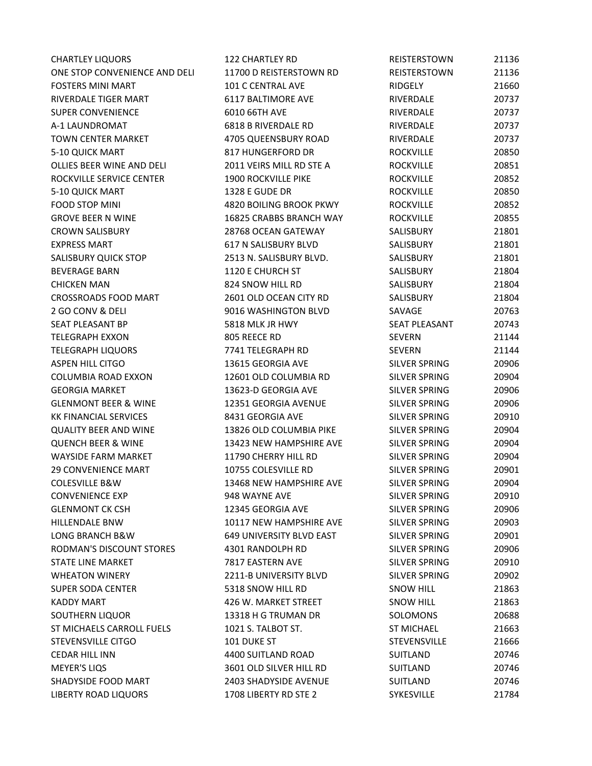| | | | |
|---|---|---|---|
| CHARTLEY LIQUORS | 122 CHARTLEY RD | REISTERSTOWN | 21136 |
| ONE STOP CONVENIENCE AND DELI | 11700 D REISTERSTOWN RD | REISTERSTOWN | 21136 |
| FOSTERS MINI MART | 101 C CENTRAL AVE | RIDGELY | 21660 |
| RIVERDALE TIGER MART | 6117 BALTIMORE AVE | RIVERDALE | 20737 |
| SUPER CONVENIENCE | 6010 66TH AVE | RIVERDALE | 20737 |
| A-1 LAUNDROMAT | 6818 B RIVERDALE RD | RIVERDALE | 20737 |
| TOWN CENTER MARKET | 4705 QUEENSBURY ROAD | RIVERDALE | 20737 |
| 5-10 QUICK MART | 817 HUNGERFORD DR | ROCKVILLE | 20850 |
| OLLIES BEER WINE AND DELI | 2011 VEIRS MILL RD STE A | ROCKVILLE | 20851 |
| ROCKVILLE SERVICE CENTER | 1900 ROCKVILLE PIKE | ROCKVILLE | 20852 |
| 5-10 QUICK MART | 1328 E GUDE DR | ROCKVILLE | 20850 |
| FOOD STOP MINI | 4820 BOILING BROOK PKWY | ROCKVILLE | 20852 |
| GROVE BEER N WINE | 16825 CRABBS BRANCH WAY | ROCKVILLE | 20855 |
| CROWN SALISBURY | 28768 OCEAN GATEWAY | SALISBURY | 21801 |
| EXPRESS MART | 617 N SALISBURY BLVD | SALISBURY | 21801 |
| SALISBURY QUICK STOP | 2513 N. SALISBURY BLVD. | SALISBURY | 21801 |
| BEVERAGE BARN | 1120 E CHURCH ST | SALISBURY | 21804 |
| CHICKEN MAN | 824 SNOW HILL RD | SALISBURY | 21804 |
| CROSSROADS FOOD MART | 2601 OLD OCEAN CITY RD | SALISBURY | 21804 |
| 2 GO CONV & DELI | 9016 WASHINGTON BLVD | SAVAGE | 20763 |
| SEAT PLEASANT BP | 5818 MLK JR HWY | SEAT PLEASANT | 20743 |
| TELEGRAPH EXXON | 805 REECE RD | SEVERN | 21144 |
| TELEGRAPH LIQUORS | 7741 TELEGRAPH RD | SEVERN | 21144 |
| ASPEN HILL CITGO | 13615 GEORGIA AVE | SILVER SPRING | 20906 |
| COLUMBIA ROAD EXXON | 12601 OLD COLUMBIA RD | SILVER SPRING | 20904 |
| GEORGIA MARKET | 13623-D GEORGIA AVE | SILVER SPRING | 20906 |
| GLENMONT BEER & WINE | 12351 GEORGIA AVENUE | SILVER SPRING | 20906 |
| KK FINANCIAL SERVICES | 8431 GEORGIA AVE | SILVER SPRING | 20910 |
| QUALITY BEER AND WINE | 13826 OLD COLUMBIA PIKE | SILVER SPRING | 20904 |
| QUENCH BEER & WINE | 13423 NEW HAMPSHIRE AVE | SILVER SPRING | 20904 |
| WAYSIDE FARM MARKET | 11790 CHERRY HILL RD | SILVER SPRING | 20904 |
| 29 CONVENIENCE MART | 10755 COLESVILLE RD | SILVER SPRING | 20901 |
| COLESVILLE B&W | 13468 NEW HAMPSHIRE AVE | SILVER SPRING | 20904 |
| CONVENIENCE EXP | 948 WAYNE AVE | SILVER SPRING | 20910 |
| GLENMONT CK CSH | 12345 GEORGIA AVE | SILVER SPRING | 20906 |
| HILLENDALE BNW | 10117 NEW HAMPSHIRE AVE | SILVER SPRING | 20903 |
| LONG BRANCH B&W | 649 UNIVERSITY BLVD EAST | SILVER SPRING | 20901 |
| RODMAN'S DISCOUNT STORES | 4301 RANDOLPH RD | SILVER SPRING | 20906 |
| STATE LINE MARKET | 7817 EASTERN AVE | SILVER SPRING | 20910 |
| WHEATON WINERY | 2211-B UNIVERSITY BLVD | SILVER SPRING | 20902 |
| SUPER SODA CENTER | 5318 SNOW HILL RD | SNOW HILL | 21863 |
| KADDY MART | 426 W. MARKET STREET | SNOW HILL | 21863 |
| SOUTHERN LIQUOR | 13318 H G TRUMAN DR | SOLOMONS | 20688 |
| ST MICHAELS CARROLL FUELS | 1021 S. TALBOT ST. | ST MICHAEL | 21663 |
| STEVENSVILLE CITGO | 101 DUKE ST | STEVENSVILLE | 21666 |
| CEDAR HILL INN | 4400 SUITLAND ROAD | SUITLAND | 20746 |
| MEYER'S LIQS | 3601 OLD SILVER HILL RD | SUITLAND | 20746 |
| SHADYSIDE FOOD MART | 2403 SHADYSIDE AVENUE | SUITLAND | 20746 |
| LIBERTY ROAD LIQUORS | 1708 LIBERTY RD STE 2 | SYKESVILLE | 21784 |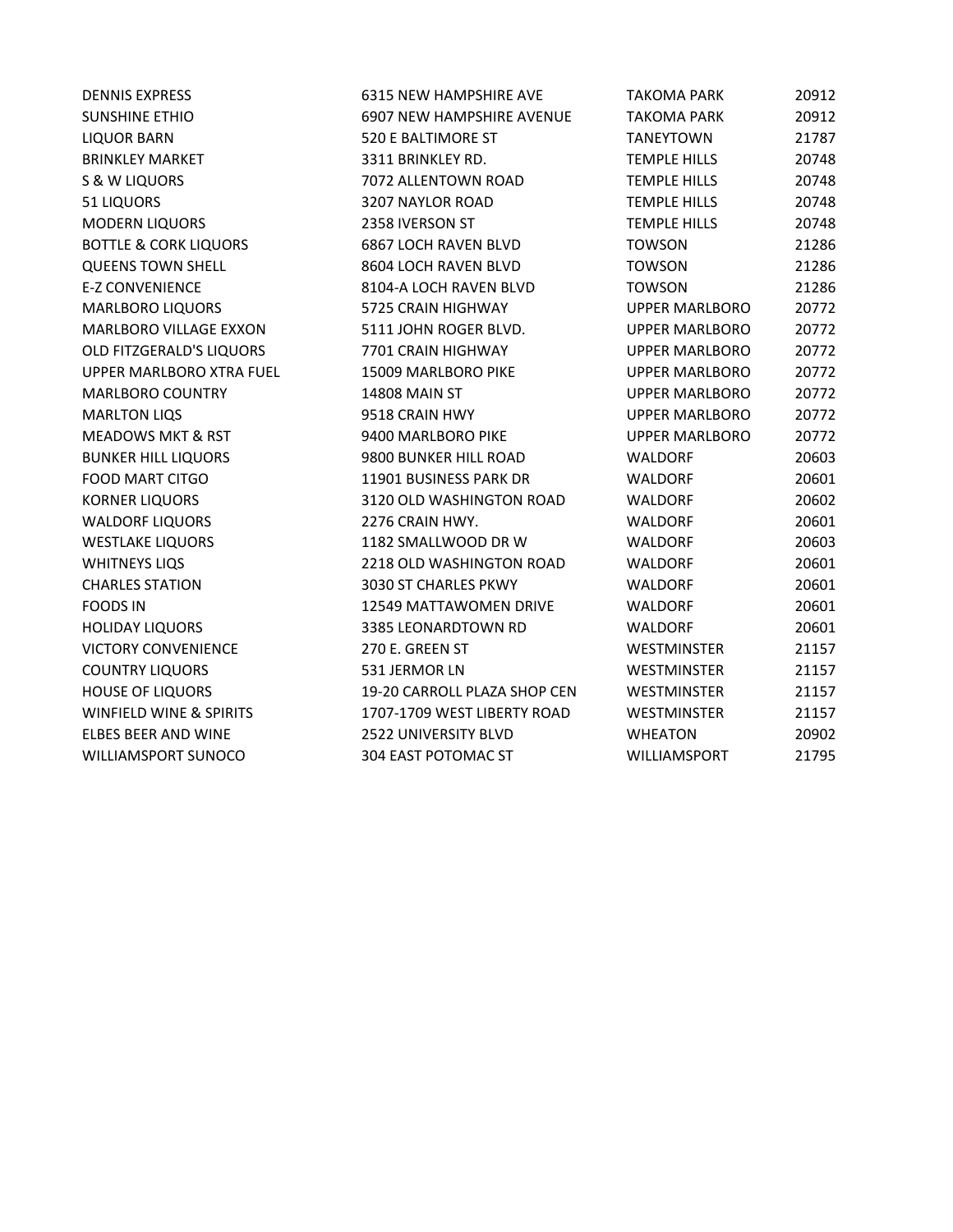| | | | |
|---|---|---|---|
| DENNIS EXPRESS | 6315 NEW HAMPSHIRE AVE | TAKOMA PARK | 20912 |
| SUNSHINE ETHIO | 6907 NEW HAMPSHIRE AVENUE | TAKOMA PARK | 20912 |
| LIQUOR BARN | 520 E BALTIMORE ST | TANEYTOWN | 21787 |
| BRINKLEY MARKET | 3311 BRINKLEY RD. | TEMPLE HILLS | 20748 |
| S & W LIQUORS | 7072 ALLENTOWN ROAD | TEMPLE HILLS | 20748 |
| 51 LIQUORS | 3207 NAYLOR ROAD | TEMPLE HILLS | 20748 |
| MODERN LIQUORS | 2358 IVERSON ST | TEMPLE HILLS | 20748 |
| BOTTLE & CORK LIQUORS | 6867 LOCH RAVEN BLVD | TOWSON | 21286 |
| QUEENS TOWN SHELL | 8604 LOCH RAVEN BLVD | TOWSON | 21286 |
| E-Z CONVENIENCE | 8104-A LOCH RAVEN BLVD | TOWSON | 21286 |
| MARLBORO LIQUORS | 5725 CRAIN HIGHWAY | UPPER MARLBORO | 20772 |
| MARLBORO VILLAGE EXXON | 5111 JOHN ROGER BLVD. | UPPER MARLBORO | 20772 |
| OLD FITZGERALD'S LIQUORS | 7701 CRAIN HIGHWAY | UPPER MARLBORO | 20772 |
| UPPER MARLBORO XTRA FUEL | 15009 MARLBORO PIKE | UPPER MARLBORO | 20772 |
| MARLBORO COUNTRY | 14808 MAIN ST | UPPER MARLBORO | 20772 |
| MARLTON LIQS | 9518 CRAIN HWY | UPPER MARLBORO | 20772 |
| MEADOWS MKT & RST | 9400 MARLBORO PIKE | UPPER MARLBORO | 20772 |
| BUNKER HILL LIQUORS | 9800 BUNKER HILL ROAD | WALDORF | 20603 |
| FOOD MART CITGO | 11901 BUSINESS PARK DR | WALDORF | 20601 |
| KORNER LIQUORS | 3120 OLD WASHINGTON ROAD | WALDORF | 20602 |
| WALDORF LIQUORS | 2276 CRAIN HWY. | WALDORF | 20601 |
| WESTLAKE LIQUORS | 1182 SMALLWOOD DR W | WALDORF | 20603 |
| WHITNEYS LIQS | 2218 OLD WASHINGTON ROAD | WALDORF | 20601 |
| CHARLES STATION | 3030 ST CHARLES PKWY | WALDORF | 20601 |
| FOODS IN | 12549 MATTAWOMEN DRIVE | WALDORF | 20601 |
| HOLIDAY LIQUORS | 3385 LEONARDTOWN RD | WALDORF | 20601 |
| VICTORY CONVENIENCE | 270 E. GREEN ST | WESTMINSTER | 21157 |
| COUNTRY LIQUORS | 531 JERMOR LN | WESTMINSTER | 21157 |
| HOUSE OF LIQUORS | 19-20 CARROLL PLAZA SHOP CEN | WESTMINSTER | 21157 |
| WINFIELD WINE & SPIRITS | 1707-1709 WEST LIBERTY ROAD | WESTMINSTER | 21157 |
| ELBES BEER AND WINE | 2522 UNIVERSITY BLVD | WHEATON | 20902 |
| WILLIAMSPORT SUNOCO | 304 EAST POTOMAC ST | WILLIAMSPORT | 21795 |